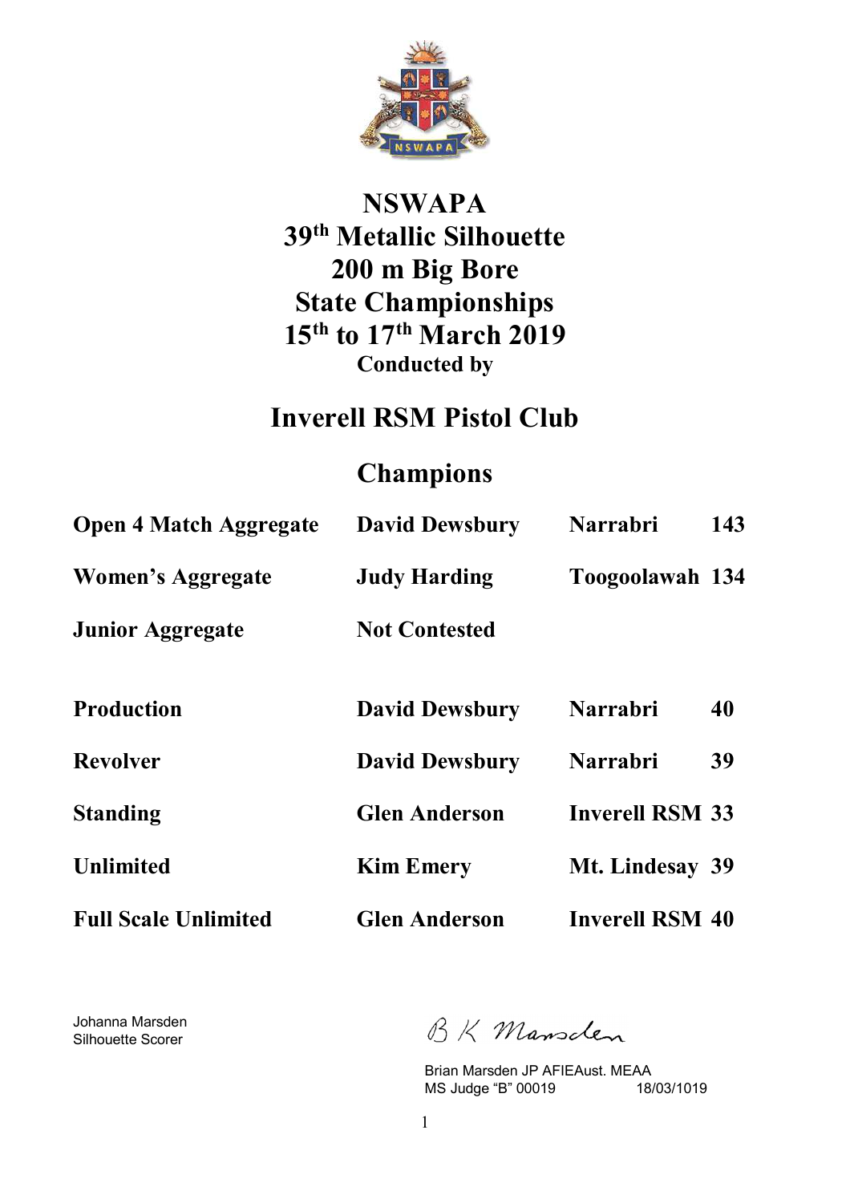# NSWAPA
# 39th Metallic Silhouette
# 200 m Big Bore
# State Championships
# 15th to 17th March 2019

**Conducted by**

## Inverell RSM Pistol Club

## Champions

| | | | |
|---|---|---|---|
| **Open 4 Match Aggregate** | **David Dewsbury** | **Narrabri** | **143** |
| **Women's Aggregate** | **Judy Harding** | **Toogoolawah** | **134** |
| **Junior Aggregate** | **Not Contested** | | |
| **Production** | **David Dewsbury** | **Narrabri** | **40** |
| **Revolver** | **David Dewsbury** | **Narrabri** | **39** |
| **Standing** | **Glen Anderson** | **Inverell RSM** | **33** |
| **Unlimited** | **Kim Emery** | **Mt. Lindesay** | **39** |
| **Full Scale Unlimited** | **Glen Anderson** | **Inverell RSM** | **40** |

Johanna Marsden
Silhouette Scorer

B K Marsden

Brian Marsden JP AFIEAust. MEAA
MS Judge "B" 00019 18/03/1019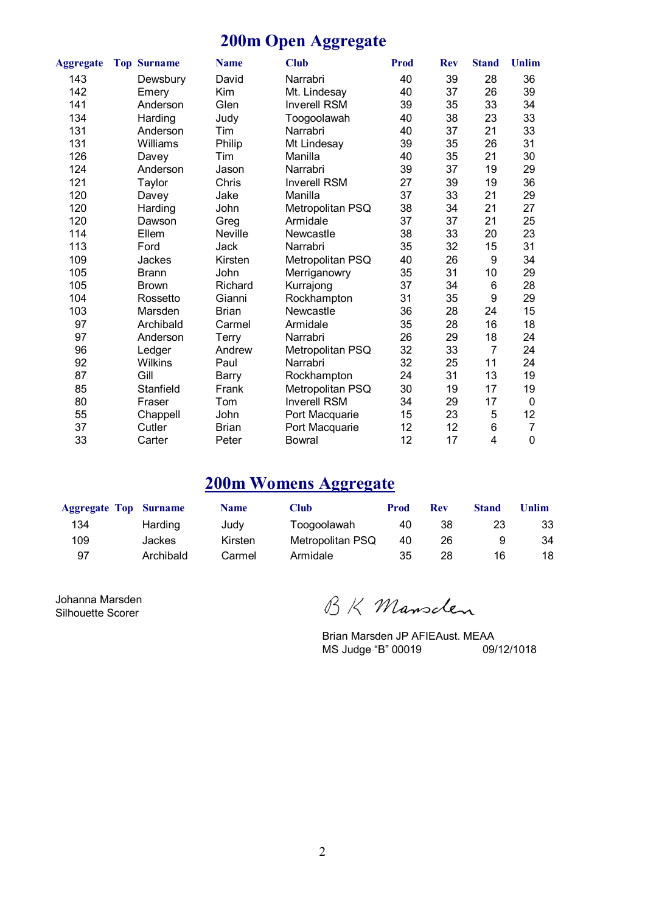# 200m Open Aggregate

| Aggregate | Top | Surname | Name | Club | Prod | Rev | Stand | Unlim |
|---|---|---|---|---|---|---|---|---|
| 143 | | Dewsbury | David | Narrabri | 40 | 39 | 28 | 36 |
| 142 | | Emery | Kim | Mt. Lindesay | 40 | 37 | 26 | 39 |
| 141 | | Anderson | Glen | Inverell RSM | 39 | 35 | 33 | 34 |
| 134 | | Harding | Judy | Toogoolawah | 40 | 38 | 23 | 33 |
| 131 | | Anderson | Tim | Narrabri | 40 | 37 | 21 | 33 |
| 131 | | Williams | Philip | Mt Lindesay | 39 | 35 | 26 | 31 |
| 126 | | Davey | Tim | Manilla | 40 | 35 | 21 | 30 |
| 124 | | Anderson | Jason | Narrabri | 39 | 37 | 19 | 29 |
| 121 | | Taylor | Chris | Inverell RSM | 27 | 39 | 19 | 36 |
| 120 | | Davey | Jake | Manilla | 37 | 33 | 21 | 29 |
| 120 | | Harding | John | Metropolitan PSQ | 38 | 34 | 21 | 27 |
| 120 | | Dawson | Greg | Armidale | 37 | 37 | 21 | 25 |
| 114 | | Ellem | Neville | Newcastle | 38 | 33 | 20 | 23 |
| 113 | | Ford | Jack | Narrabri | 35 | 32 | 15 | 31 |
| 109 | | Jackes | Kirsten | Metropolitan PSQ | 40 | 26 | 9 | 34 |
| 105 | | Brann | John | Merriganowry | 35 | 31 | 10 | 29 |
| 105 | | Brown | Richard | Kurrajong | 37 | 34 | 6 | 28 |
| 104 | | Rossetto | Gianni | Rockhampton | 31 | 35 | 9 | 29 |
| 103 | | Marsden | Brian | Newcastle | 36 | 28 | 24 | 15 |
| 97 | | Archibald | Carmel | Armidale | 35 | 28 | 16 | 18 |
| 97 | | Anderson | Terry | Narrabri | 26 | 29 | 18 | 24 |
| 96 | | Ledger | Andrew | Metropolitan PSQ | 32 | 33 | 7 | 24 |
| 92 | | Wilkins | Paul | Narrabri | 32 | 25 | 11 | 24 |
| 87 | | Gill | Barry | Rockhampton | 24 | 31 | 13 | 19 |
| 85 | | Stanfield | Frank | Metropolitan PSQ | 30 | 19 | 17 | 19 |
| 80 | | Fraser | Tom | Inverell RSM | 34 | 29 | 17 | 0 |
| 55 | | Chappell | John | Port Macquarie | 15 | 23 | 5 | 12 |
| 37 | | Cutler | Brian | Port Macquarie | 12 | 12 | 6 | 7 |
| 33 | | Carter | Peter | Bowral | 12 | 17 | 4 | 0 |

# 200m Womens Aggregate

| Aggregate | Top | Surname | Name | Club | Prod | Rev | Stand | Unlim |
|---|---|---|---|---|---|---|---|---|
| 134 | | Harding | Judy | Toogoolawah | 40 | 38 | 23 | 33 |
| 109 | | Jackes | Kirsten | Metropolitan PSQ | 40 | 26 | 9 | 34 |
| 97 | | Archibald | Carmel | Armidale | 35 | 28 | 16 | 18 |

Johanna Marsden
Silhouette Scorer

B K Marsden

Brian Marsden JP AFIEAust. MEAA
MS Judge "B" 00019 09/12/1018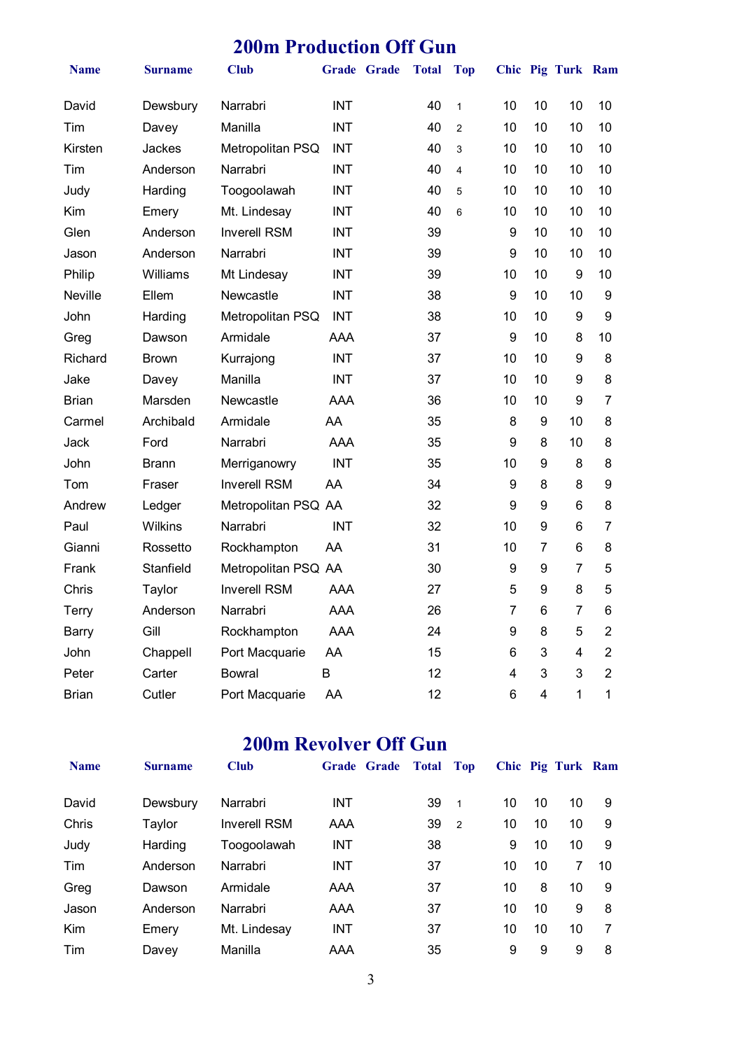## 200m Production Off Gun

| Name | Surname | Club | Grade | Grade | Total | Top | Chic | Pig | Turk | Ram |
|---|---|---|---|---|---|---|---|---|---|---|
| David | Dewsbury | Narrabri | INT | | 40 | 1 | 10 | 10 | 10 | 10 |
| Tim | Davey | Manilla | INT | | 40 | 2 | 10 | 10 | 10 | 10 |
| Kirsten | Jackes | Metropolitan PSQ | INT | | 40 | 3 | 10 | 10 | 10 | 10 |
| Tim | Anderson | Narrabri | INT | | 40 | 4 | 10 | 10 | 10 | 10 |
| Judy | Harding | Toogoolawah | INT | | 40 | 5 | 10 | 10 | 10 | 10 |
| Kim | Emery | Mt. Lindesay | INT | | 40 | 6 | 10 | 10 | 10 | 10 |
| Glen | Anderson | Inverell RSM | INT | | 39 | | 9 | 10 | 10 | 10 |
| Jason | Anderson | Narrabri | INT | | 39 | | 9 | 10 | 10 | 10 |
| Philip | Williams | Mt Lindesay | INT | | 39 | | 10 | 10 | 9 | 10 |
| Neville | Ellem | Newcastle | INT | | 38 | | 9 | 10 | 10 | 9 |
| John | Harding | Metropolitan PSQ | INT | | 38 | | 10 | 10 | 9 | 9 |
| Greg | Dawson | Armidale | AAA | | 37 | | 9 | 10 | 8 | 10 |
| Richard | Brown | Kurrajong | INT | | 37 | | 10 | 10 | 9 | 8 |
| Jake | Davey | Manilla | INT | | 37 | | 10 | 10 | 9 | 8 |
| Brian | Marsden | Newcastle | AAA | | 36 | | 10 | 10 | 9 | 7 |
| Carmel | Archibald | Armidale | AA | | 35 | | 8 | 9 | 10 | 8 |
| Jack | Ford | Narrabri | AAA | | 35 | | 9 | 8 | 10 | 8 |
| John | Brann | Merriganowry | INT | | 35 | | 10 | 9 | 8 | 8 |
| Tom | Fraser | Inverell RSM | AA | | 34 | | 9 | 8 | 8 | 9 |
| Andrew | Ledger | Metropolitan PSQ | AA | | 32 | | 9 | 9 | 6 | 8 |
| Paul | Wilkins | Narrabri | INT | | 32 | | 10 | 9 | 6 | 7 |
| Gianni | Rossetto | Rockhampton | AA | | 31 | | 10 | 7 | 6 | 8 |
| Frank | Stanfield | Metropolitan PSQ | AA | | 30 | | 9 | 9 | 7 | 5 |
| Chris | Taylor | Inverell RSM | AAA | | 27 | | 5 | 9 | 8 | 5 |
| Terry | Anderson | Narrabri | AAA | | 26 | | 7 | 6 | 7 | 6 |
| Barry | Gill | Rockhampton | AAA | | 24 | | 9 | 8 | 5 | 2 |
| John | Chappell | Port Macquarie | AA | | 15 | | 6 | 3 | 4 | 2 |
| Peter | Carter | Bowral | B | | 12 | | 4 | 3 | 3 | 2 |
| Brian | Cutler | Port Macquarie | AA | | 12 | | 6 | 4 | 1 | 1 |

## 200m Revolver Off Gun

| Name | Surname | Club | Grade | Grade | Total | Top | Chic | Pig | Turk | Ram |
|---|---|---|---|---|---|---|---|---|---|---|
| David | Dewsbury | Narrabri | INT | | 39 | 1 | 10 | 10 | 10 | 9 |
| Chris | Taylor | Inverell RSM | AAA | | 39 | 2 | 10 | 10 | 10 | 9 |
| Judy | Harding | Toogoolawah | INT | | 38 | | 9 | 10 | 10 | 9 |
| Tim | Anderson | Narrabri | INT | | 37 | | 10 | 10 | 7 | 10 |
| Greg | Dawson | Armidale | AAA | | 37 | | 10 | 8 | 10 | 9 |
| Jason | Anderson | Narrabri | AAA | | 37 | | 10 | 10 | 9 | 8 |
| Kim | Emery | Mt. Lindesay | INT | | 37 | | 10 | 10 | 10 | 7 |
| Tim | Davey | Manilla | AAA | | 35 | | 9 | 9 | 9 | 8 |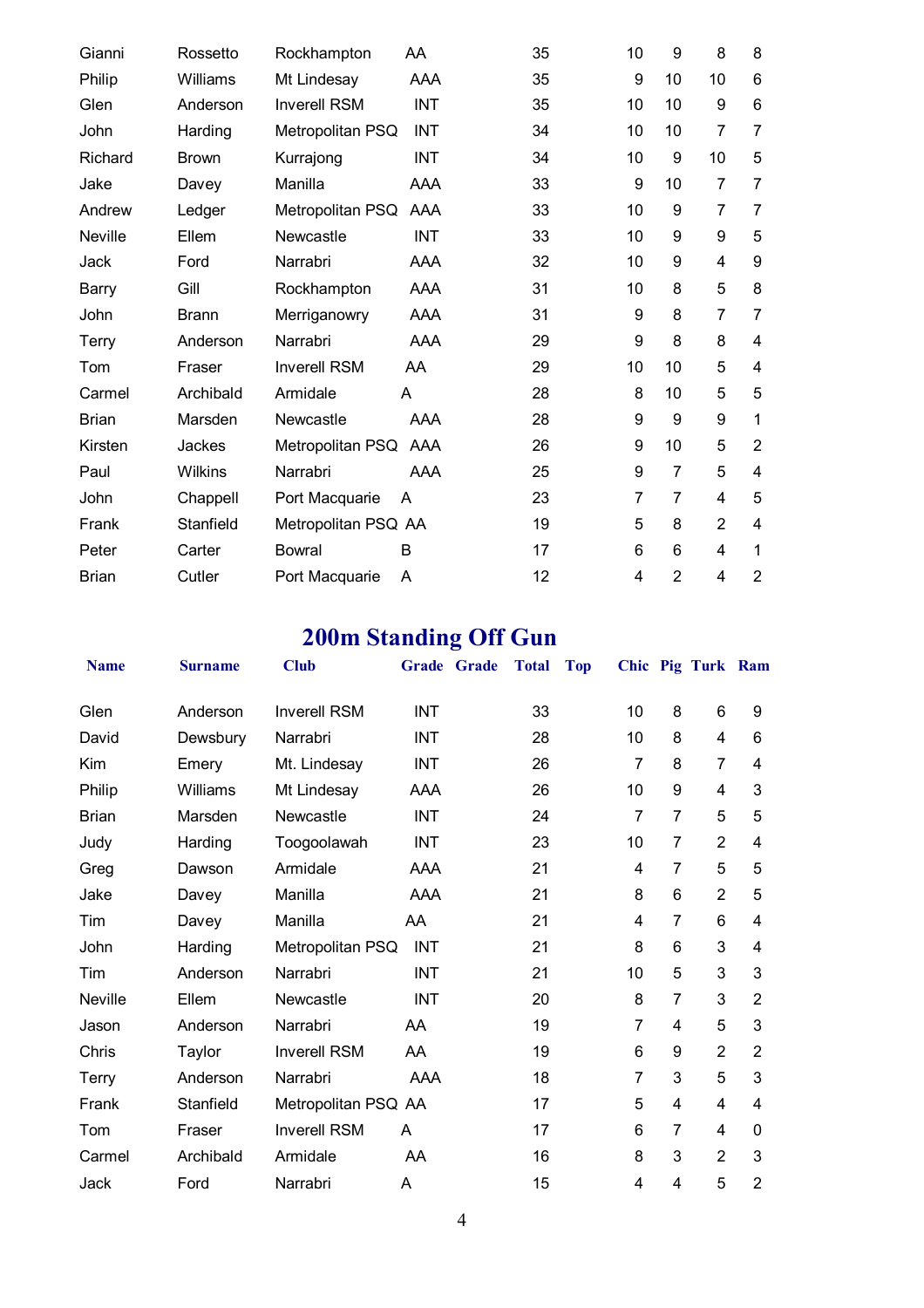| Gianni | Rossetto | Rockhampton | AA | | 35 | | 10 | 9 | 8 | 8 |
|---|---|---|---|---|---|---|---|---|---|---|
| Philip | Williams | Mt Lindesay | AAA | | 35 | | 9 | 10 | 10 | 6 |
| Glen | Anderson | Inverell RSM | INT | | 35 | | 10 | 10 | 9 | 6 |
| John | Harding | Metropolitan PSQ | INT | | 34 | | 10 | 10 | 7 | 7 |
| Richard | Brown | Kurrajong | INT | | 34 | | 10 | 9 | 10 | 5 |
| Jake | Davey | Manilla | AAA | | 33 | | 9 | 10 | 7 | 7 |
| Andrew | Ledger | Metropolitan PSQ | AAA | | 33 | | 10 | 9 | 7 | 7 |
| Neville | Ellem | Newcastle | INT | | 33 | | 10 | 9 | 9 | 5 |
| Jack | Ford | Narrabri | AAA | | 32 | | 10 | 9 | 4 | 9 |
| Barry | Gill | Rockhampton | AAA | | 31 | | 10 | 8 | 5 | 8 |
| John | Brann | Merriganowry | AAA | | 31 | | 9 | 8 | 7 | 7 |
| Terry | Anderson | Narrabri | AAA | | 29 | | 9 | 8 | 8 | 4 |
| Tom | Fraser | Inverell RSM | AA | | 29 | | 10 | 10 | 5 | 4 |
| Carmel | Archibald | Armidale | A | | 28 | | 8 | 10 | 5 | 5 |
| Brian | Marsden | Newcastle | AAA | | 28 | | 9 | 9 | 9 | 1 |
| Kirsten | Jackes | Metropolitan PSQ | AAA | | 26 | | 9 | 10 | 5 | 2 |
| Paul | Wilkins | Narrabri | AAA | | 25 | | 9 | 7 | 5 | 4 |
| John | Chappell | Port Macquarie | A | | 23 | | 7 | 7 | 4 | 5 |
| Frank | Stanfield | Metropolitan PSQ | AA | | 19 | | 5 | 8 | 2 | 4 |
| Peter | Carter | Bowral | B | | 17 | | 6 | 6 | 4 | 1 |
| Brian | Cutler | Port Macquarie | A | | 12 | | 4 | 2 | 4 | 2 |

## 200m Standing Off Gun

| Name | Surname | Club | Grade | Grade | Total | Top | Chic | Pig | Turk | Ram |
|---|---|---|---|---|---|---|---|---|---|---|
| Glen | Anderson | Inverell RSM | INT | | 33 | | 10 | 8 | 6 | 9 |
| David | Dewsbury | Narrabri | INT | | 28 | | 10 | 8 | 4 | 6 |
| Kim | Emery | Mt. Lindesay | INT | | 26 | | 7 | 8 | 7 | 4 |
| Philip | Williams | Mt Lindesay | AAA | | 26 | | 10 | 9 | 4 | 3 |
| Brian | Marsden | Newcastle | INT | | 24 | | 7 | 7 | 5 | 5 |
| Judy | Harding | Toogoolawah | INT | | 23 | | 10 | 7 | 2 | 4 |
| Greg | Dawson | Armidale | AAA | | 21 | | 4 | 7 | 5 | 5 |
| Jake | Davey | Manilla | AAA | | 21 | | 8 | 6 | 2 | 5 |
| Tim | Davey | Manilla | AA | | 21 | | 4 | 7 | 6 | 4 |
| John | Harding | Metropolitan PSQ | INT | | 21 | | 8 | 6 | 3 | 4 |
| Tim | Anderson | Narrabri | INT | | 21 | | 10 | 5 | 3 | 3 |
| Neville | Ellem | Newcastle | INT | | 20 | | 8 | 7 | 3 | 2 |
| Jason | Anderson | Narrabri | AA | | 19 | | 7 | 4 | 5 | 3 |
| Chris | Taylor | Inverell RSM | AA | | 19 | | 6 | 9 | 2 | 2 |
| Terry | Anderson | Narrabri | AAA | | 18 | | 7 | 3 | 5 | 3 |
| Frank | Stanfield | Metropolitan PSQ | AA | | 17 | | 5 | 4 | 4 | 4 |
| Tom | Fraser | Inverell RSM | A | | 17 | | 6 | 7 | 4 | 0 |
| Carmel | Archibald | Armidale | AA | | 16 | | 8 | 3 | 2 | 3 |
| Jack | Ford | Narrabri | A | | 15 | | 4 | 4 | 5 | 2 |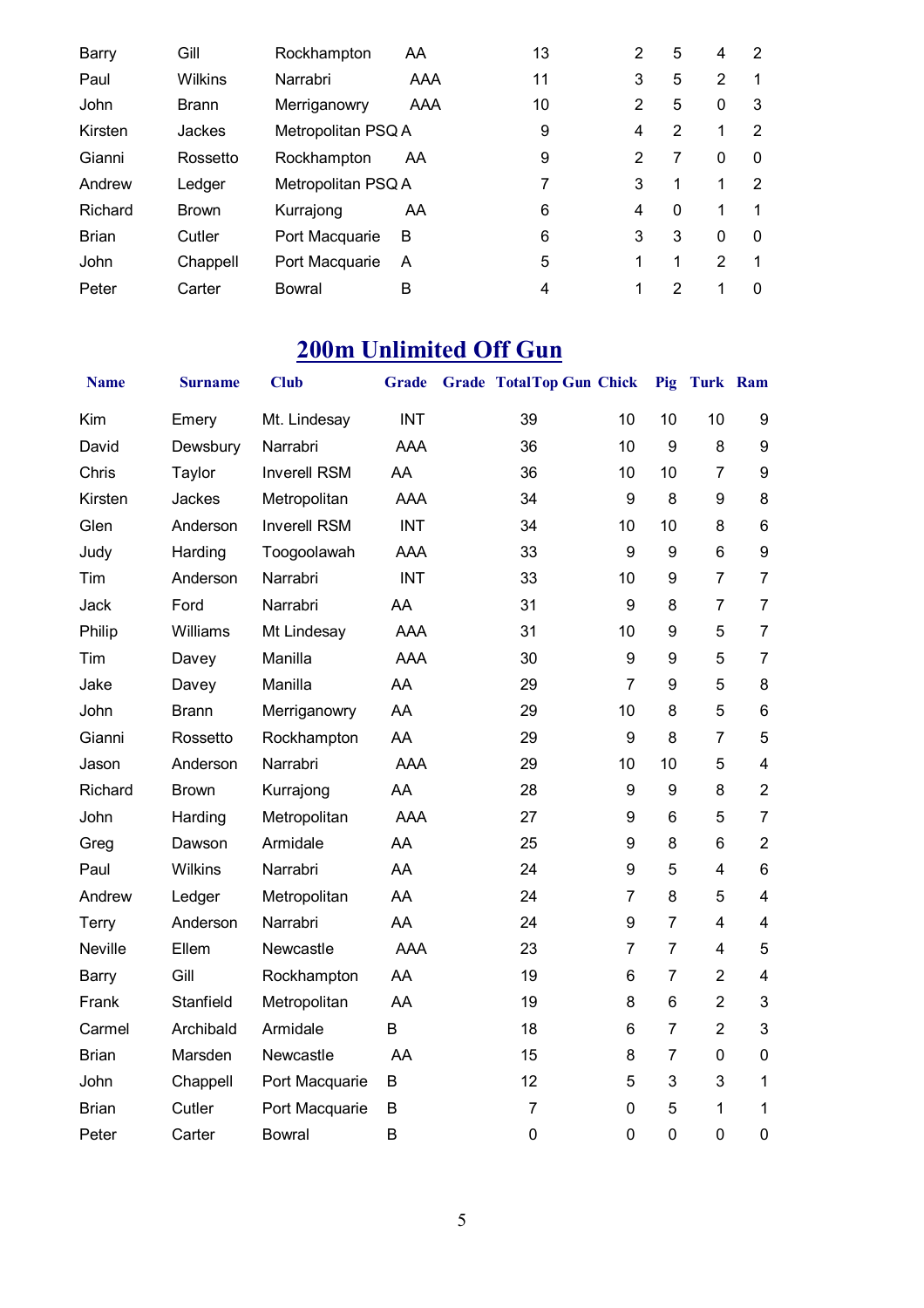| | | | | | | | | |
|---|---|---|---|---|---|---|---|---|
| Barry | Gill | Rockhampton | AA | 13 | 2 | 5 | 4 | 2 |
| Paul | Wilkins | Narrabri | AAA | 11 | 3 | 5 | 2 | 1 |
| John | Brann | Merriganowry | AAA | 10 | 2 | 5 | 0 | 3 |
| Kirsten | Jackes | Metropolitan PSQ | A | 9 | 4 | 2 | 1 | 2 |
| Gianni | Rossetto | Rockhampton | AA | 9 | 2 | 7 | 0 | 0 |
| Andrew | Ledger | Metropolitan PSQ | A | 7 | 3 | 1 | 1 | 2 |
| Richard | Brown | Kurrajong | AA | 6 | 4 | 0 | 1 | 1 |
| Brian | Cutler | Port Macquarie | B | 6 | 3 | 3 | 0 | 0 |
| John | Chappell | Port Macquarie | A | 5 | 1 | 1 | 2 | 1 |
| Peter | Carter | Bowral | B | 4 | 1 | 2 | 1 | 0 |

## 200m Unlimited Off Gun

| Name | Surname | Club | Grade | Grade | Total | Top Gun | Chick | Pig | Turk | Ram |
|---|---|---|---|---|---|---|---|---|---|---|
| Kim | Emery | Mt. Lindesay | INT | | 39 | | 10 | 10 | 10 | 9 |
| David | Dewsbury | Narrabri | AAA | | 36 | | 10 | 9 | 8 | 9 |
| Chris | Taylor | Inverell RSM | AA | | 36 | | 10 | 10 | 7 | 9 |
| Kirsten | Jackes | Metropolitan | AAA | | 34 | | 9 | 8 | 9 | 8 |
| Glen | Anderson | Inverell RSM | INT | | 34 | | 10 | 10 | 8 | 6 |
| Judy | Harding | Toogoolawah | AAA | | 33 | | 9 | 9 | 6 | 9 |
| Tim | Anderson | Narrabri | INT | | 33 | | 10 | 9 | 7 | 7 |
| Jack | Ford | Narrabri | AA | | 31 | | 9 | 8 | 7 | 7 |
| Philip | Williams | Mt Lindesay | AAA | | 31 | | 10 | 9 | 5 | 7 |
| Tim | Davey | Manilla | AAA | | 30 | | 9 | 9 | 5 | 7 |
| Jake | Davey | Manilla | AA | | 29 | | 7 | 9 | 5 | 8 |
| John | Brann | Merriganowry | AA | | 29 | | 10 | 8 | 5 | 6 |
| Gianni | Rossetto | Rockhampton | AA | | 29 | | 9 | 8 | 7 | 5 |
| Jason | Anderson | Narrabri | AAA | | 29 | | 10 | 10 | 5 | 4 |
| Richard | Brown | Kurrajong | AA | | 28 | | 9 | 9 | 8 | 2 |
| John | Harding | Metropolitan | AAA | | 27 | | 9 | 6 | 5 | 7 |
| Greg | Dawson | Armidale | AA | | 25 | | 9 | 8 | 6 | 2 |
| Paul | Wilkins | Narrabri | AA | | 24 | | 9 | 5 | 4 | 6 |
| Andrew | Ledger | Metropolitan | AA | | 24 | | 7 | 8 | 5 | 4 |
| Terry | Anderson | Narrabri | AA | | 24 | | 9 | 7 | 4 | 4 |
| Neville | Ellem | Newcastle | AAA | | 23 | | 7 | 7 | 4 | 5 |
| Barry | Gill | Rockhampton | AA | | 19 | | 6 | 7 | 2 | 4 |
| Frank | Stanfield | Metropolitan | AA | | 19 | | 8 | 6 | 2 | 3 |
| Carmel | Archibald | Armidale | B | | 18 | | 6 | 7 | 2 | 3 |
| Brian | Marsden | Newcastle | AA | | 15 | | 8 | 7 | 0 | 0 |
| John | Chappell | Port Macquarie | B | | 12 | | 5 | 3 | 3 | 1 |
| Brian | Cutler | Port Macquarie | B | | 7 | | 0 | 5 | 1 | 1 |
| Peter | Carter | Bowral | B | | 0 | | 0 | 0 | 0 | 0 |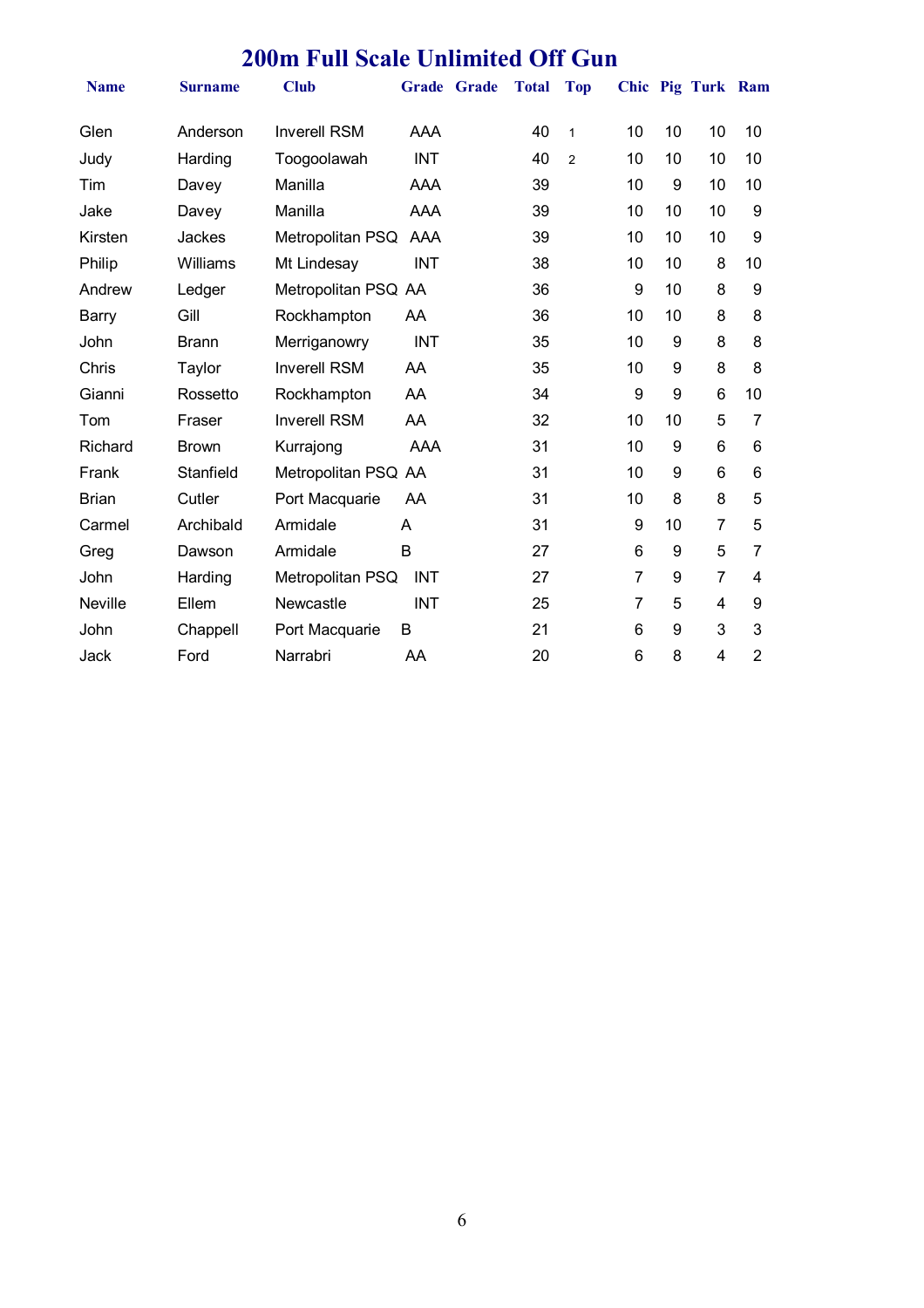# 200m Full Scale Unlimited Off Gun

| Name | Surname | Club | Grade | Grade | Total | Top | Chic | Pig | Turk | Ram |
|---|---|---|---|---|---|---|---|---|---|---|
| Glen | Anderson | Inverell RSM | AAA | | 40 | 1 | 10 | 10 | 10 | 10 |
| Judy | Harding | Toogoolawah | INT | | 40 | 2 | 10 | 10 | 10 | 10 |
| Tim | Davey | Manilla | AAA | | 39 | | 10 | 9 | 10 | 10 |
| Jake | Davey | Manilla | AAA | | 39 | | 10 | 10 | 10 | 9 |
| Kirsten | Jackes | Metropolitan PSQ | AAA | | 39 | | 10 | 10 | 10 | 9 |
| Philip | Williams | Mt Lindesay | INT | | 38 | | 10 | 10 | 8 | 10 |
| Andrew | Ledger | Metropolitan PSQ | AA | | 36 | | 9 | 10 | 8 | 9 |
| Barry | Gill | Rockhampton | AA | | 36 | | 10 | 10 | 8 | 8 |
| John | Brann | Merriganowry | INT | | 35 | | 10 | 9 | 8 | 8 |
| Chris | Taylor | Inverell RSM | AA | | 35 | | 10 | 9 | 8 | 8 |
| Gianni | Rossetto | Rockhampton | AA | | 34 | | 9 | 9 | 6 | 10 |
| Tom | Fraser | Inverell RSM | AA | | 32 | | 10 | 10 | 5 | 7 |
| Richard | Brown | Kurrajong | AAA | | 31 | | 10 | 9 | 6 | 6 |
| Frank | Stanfield | Metropolitan PSQ | AA | | 31 | | 10 | 9 | 6 | 6 |
| Brian | Cutler | Port Macquarie | AA | | 31 | | 10 | 8 | 8 | 5 |
| Carmel | Archibald | Armidale | A | | 31 | | 9 | 10 | 7 | 5 |
| Greg | Dawson | Armidale | B | | 27 | | 6 | 9 | 5 | 7 |
| John | Harding | Metropolitan PSQ | INT | | 27 | | 7 | 9 | 7 | 4 |
| Neville | Ellem | Newcastle | INT | | 25 | | 7 | 5 | 4 | 9 |
| John | Chappell | Port Macquarie | B | | 21 | | 6 | 9 | 3 | 3 |
| Jack | Ford | Narrabri | AA | | 20 | | 6 | 8 | 4 | 2 |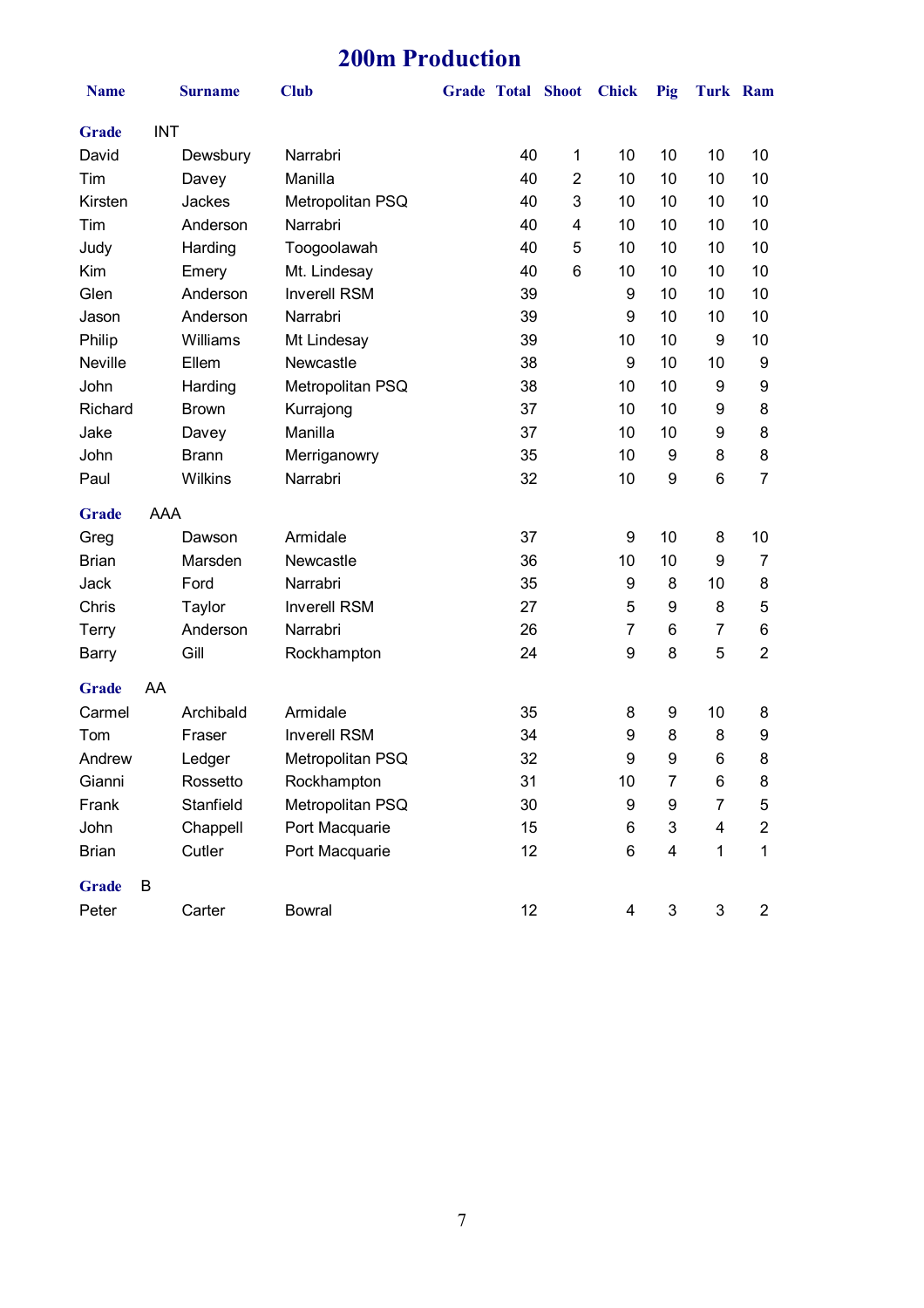# 200m Production

| Name | Surname | Club | Grade | Total | Shoot | Chick | Pig | Turk | Ram |
|---|---|---|---|---|---|---|---|---|---|
| **Grade** | INT | | | | | | | | |
| David | Dewsbury | Narrabri | | 40 | 1 | 10 | 10 | 10 | 10 |
| Tim | Davey | Manilla | | 40 | 2 | 10 | 10 | 10 | 10 |
| Kirsten | Jackes | Metropolitan PSQ | | 40 | 3 | 10 | 10 | 10 | 10 |
| Tim | Anderson | Narrabri | | 40 | 4 | 10 | 10 | 10 | 10 |
| Judy | Harding | Toogoolawah | | 40 | 5 | 10 | 10 | 10 | 10 |
| Kim | Emery | Mt. Lindesay | | 40 | 6 | 10 | 10 | 10 | 10 |
| Glen | Anderson | Inverell RSM | | 39 | | 9 | 10 | 10 | 10 |
| Jason | Anderson | Narrabri | | 39 | | 9 | 10 | 10 | 10 |
| Philip | Williams | Mt Lindesay | | 39 | | 10 | 10 | 9 | 10 |
| Neville | Ellem | Newcastle | | 38 | | 9 | 10 | 10 | 9 |
| John | Harding | Metropolitan PSQ | | 38 | | 10 | 10 | 9 | 9 |
| Richard | Brown | Kurrajong | | 37 | | 10 | 10 | 9 | 8 |
| Jake | Davey | Manilla | | 37 | | 10 | 10 | 9 | 8 |
| John | Brann | Merriganowry | | 35 | | 10 | 9 | 8 | 8 |
| Paul | Wilkins | Narrabri | | 32 | | 10 | 9 | 6 | 7 |
| **Grade** | AAA | | | | | | | | |
| Greg | Dawson | Armidale | | 37 | | 9 | 10 | 8 | 10 |
| Brian | Marsden | Newcastle | | 36 | | 10 | 10 | 9 | 7 |
| Jack | Ford | Narrabri | | 35 | | 9 | 8 | 10 | 8 |
| Chris | Taylor | Inverell RSM | | 27 | | 5 | 9 | 8 | 5 |
| Terry | Anderson | Narrabri | | 26 | | 7 | 6 | 7 | 6 |
| Barry | Gill | Rockhampton | | 24 | | 9 | 8 | 5 | 2 |
| **Grade** | AA | | | | | | | | |
| Carmel | Archibald | Armidale | | 35 | | 8 | 9 | 10 | 8 |
| Tom | Fraser | Inverell RSM | | 34 | | 9 | 8 | 8 | 9 |
| Andrew | Ledger | Metropolitan PSQ | | 32 | | 9 | 9 | 6 | 8 |
| Gianni | Rossetto | Rockhampton | | 31 | | 10 | 7 | 6 | 8 |
| Frank | Stanfield | Metropolitan PSQ | | 30 | | 9 | 9 | 7 | 5 |
| John | Chappell | Port Macquarie | | 15 | | 6 | 3 | 4 | 2 |
| Brian | Cutler | Port Macquarie | | 12 | | 6 | 4 | 1 | 1 |
| **Grade** | B | | | | | | | | |
| Peter | Carter | Bowral | | 12 | | 4 | 3 | 3 | 2 |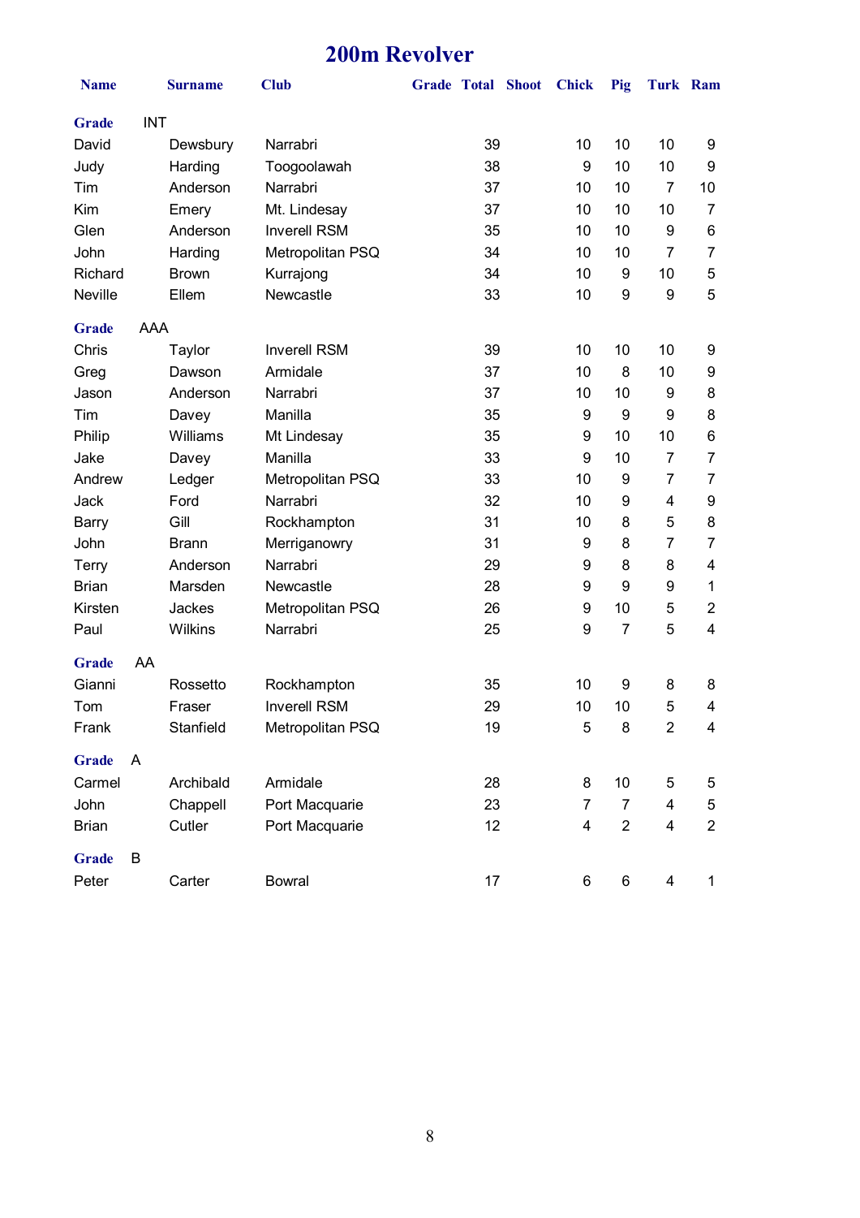# 200m Revolver

| Name | Surname | Club | Grade | Total | Shoot | Chick | Pig | Turk | Ram |
|---|---|---|---|---|---|---|---|---|---|
| **Grade** | INT | | | | | | | | |
| David | Dewsbury | Narrabri | | 39 | | 10 | 10 | 10 | 9 |
| Judy | Harding | Toogoolawah | | 38 | | 9 | 10 | 10 | 9 |
| Tim | Anderson | Narrabri | | 37 | | 10 | 10 | 7 | 10 |
| Kim | Emery | Mt. Lindesay | | 37 | | 10 | 10 | 10 | 7 |
| Glen | Anderson | Inverell RSM | | 35 | | 10 | 10 | 9 | 6 |
| John | Harding | Metropolitan PSQ | | 34 | | 10 | 10 | 7 | 7 |
| Richard | Brown | Kurrajong | | 34 | | 10 | 9 | 10 | 5 |
| Neville | Ellem | Newcastle | | 33 | | 10 | 9 | 9 | 5 |
| **Grade** | AAA | | | | | | | | |
| Chris | Taylor | Inverell RSM | | 39 | | 10 | 10 | 10 | 9 |
| Greg | Dawson | Armidale | | 37 | | 10 | 8 | 10 | 9 |
| Jason | Anderson | Narrabri | | 37 | | 10 | 10 | 9 | 8 |
| Tim | Davey | Manilla | | 35 | | 9 | 9 | 9 | 8 |
| Philip | Williams | Mt Lindesay | | 35 | | 9 | 10 | 10 | 6 |
| Jake | Davey | Manilla | | 33 | | 9 | 10 | 7 | 7 |
| Andrew | Ledger | Metropolitan PSQ | | 33 | | 10 | 9 | 7 | 7 |
| Jack | Ford | Narrabri | | 32 | | 10 | 9 | 4 | 9 |
| Barry | Gill | Rockhampton | | 31 | | 10 | 8 | 5 | 8 |
| John | Brann | Merriganowry | | 31 | | 9 | 8 | 7 | 7 |
| Terry | Anderson | Narrabri | | 29 | | 9 | 8 | 8 | 4 |
| Brian | Marsden | Newcastle | | 28 | | 9 | 9 | 9 | 1 |
| Kirsten | Jackes | Metropolitan PSQ | | 26 | | 9 | 10 | 5 | 2 |
| Paul | Wilkins | Narrabri | | 25 | | 9 | 7 | 5 | 4 |
| **Grade** | AA | | | | | | | | |
| Gianni | Rossetto | Rockhampton | | 35 | | 10 | 9 | 8 | 8 |
| Tom | Fraser | Inverell RSM | | 29 | | 10 | 10 | 5 | 4 |
| Frank | Stanfield | Metropolitan PSQ | | 19 | | 5 | 8 | 2 | 4 |
| **Grade** | A | | | | | | | | |
| Carmel | Archibald | Armidale | | 28 | | 8 | 10 | 5 | 5 |
| John | Chappell | Port Macquarie | | 23 | | 7 | 7 | 4 | 5 |
| Brian | Cutler | Port Macquarie | | 12 | | 4 | 2 | 4 | 2 |
| **Grade** | B | | | | | | | | |
| Peter | Carter | Bowral | | 17 | | 6 | 6 | 4 | 1 |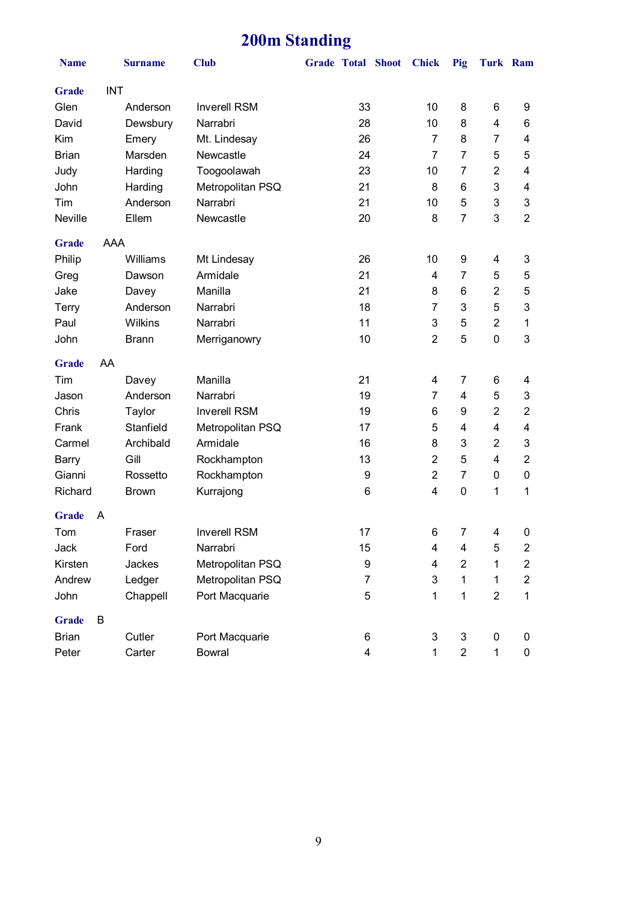# 200m Standing

| Name | Surname | Club | Grade | Total | Shoot | Chick | Pig | Turk | Ram |
|---|---|---|---|---|---|---|---|---|---|
| **Grade** | INT | | | | | | | | |
| Glen | Anderson | Inverell RSM | | 33 | | 10 | 8 | 6 | 9 |
| David | Dewsbury | Narrabri | | 28 | | 10 | 8 | 4 | 6 |
| Kim | Emery | Mt. Lindesay | | 26 | | 7 | 8 | 7 | 4 |
| Brian | Marsden | Newcastle | | 24 | | 7 | 7 | 5 | 5 |
| Judy | Harding | Toogoolawah | | 23 | | 10 | 7 | 2 | 4 |
| John | Harding | Metropolitan PSQ | | 21 | | 8 | 6 | 3 | 4 |
| Tim | Anderson | Narrabri | | 21 | | 10 | 5 | 3 | 3 |
| Neville | Ellem | Newcastle | | 20 | | 8 | 7 | 3 | 2 |
| **Grade** | AAA | | | | | | | | |
| Philip | Williams | Mt Lindesay | | 26 | | 10 | 9 | 4 | 3 |
| Greg | Dawson | Armidale | | 21 | | 4 | 7 | 5 | 5 |
| Jake | Davey | Manilla | | 21 | | 8 | 6 | 2 | 5 |
| Terry | Anderson | Narrabri | | 18 | | 7 | 3 | 5 | 3 |
| Paul | Wilkins | Narrabri | | 11 | | 3 | 5 | 2 | 1 |
| John | Brann | Merriganowry | | 10 | | 2 | 5 | 0 | 3 |
| **Grade** | AA | | | | | | | | |
| Tim | Davey | Manilla | | 21 | | 4 | 7 | 6 | 4 |
| Jason | Anderson | Narrabri | | 19 | | 7 | 4 | 5 | 3 |
| Chris | Taylor | Inverell RSM | | 19 | | 6 | 9 | 2 | 2 |
| Frank | Stanfield | Metropolitan PSQ | | 17 | | 5 | 4 | 4 | 4 |
| Carmel | Archibald | Armidale | | 16 | | 8 | 3 | 2 | 3 |
| Barry | Gill | Rockhampton | | 13 | | 2 | 5 | 4 | 2 |
| Gianni | Rossetto | Rockhampton | | 9 | | 2 | 7 | 0 | 0 |
| Richard | Brown | Kurrajong | | 6 | | 4 | 0 | 1 | 1 |
| **Grade** | A | | | | | | | | |
| Tom | Fraser | Inverell RSM | | 17 | | 6 | 7 | 4 | 0 |
| Jack | Ford | Narrabri | | 15 | | 4 | 4 | 5 | 2 |
| Kirsten | Jackes | Metropolitan PSQ | | 9 | | 4 | 2 | 1 | 2 |
| Andrew | Ledger | Metropolitan PSQ | | 7 | | 3 | 1 | 1 | 2 |
| John | Chappell | Port Macquarie | | 5 | | 1 | 1 | 2 | 1 |
| **Grade** | B | | | | | | | | |
| Brian | Cutler | Port Macquarie | | 6 | | 3 | 3 | 0 | 0 |
| Peter | Carter | Bowral | | 4 | | 1 | 2 | 1 | 0 |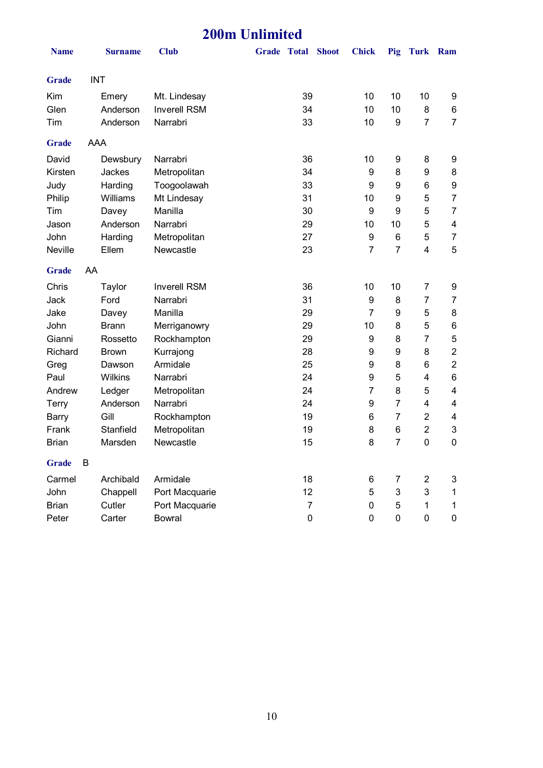# 200m Unlimited

| Name | Surname | Club | Grade | Total | Shoot | Chick | Pig | Turk | Ram |
|---|---|---|---|---|---|---|---|---|---|
| **Grade** | INT | | | | | | | | |
| Kim | Emery | Mt. Lindesay | | 39 | | 10 | 10 | 10 | 9 |
| Glen | Anderson | Inverell RSM | | 34 | | 10 | 10 | 8 | 6 |
| Tim | Anderson | Narrabri | | 33 | | 10 | 9 | 7 | 7 |
| **Grade** | AAA | | | | | | | | |
| David | Dewsbury | Narrabri | | 36 | | 10 | 9 | 8 | 9 |
| Kirsten | Jackes | Metropolitan | | 34 | | 9 | 8 | 9 | 8 |
| Judy | Harding | Toogoolawah | | 33 | | 9 | 9 | 6 | 9 |
| Philip | Williams | Mt Lindesay | | 31 | | 10 | 9 | 5 | 7 |
| Tim | Davey | Manilla | | 30 | | 9 | 9 | 5 | 7 |
| Jason | Anderson | Narrabri | | 29 | | 10 | 10 | 5 | 4 |
| John | Harding | Metropolitan | | 27 | | 9 | 6 | 5 | 7 |
| Neville | Ellem | Newcastle | | 23 | | 7 | 7 | 4 | 5 |
| **Grade** | AA | | | | | | | | |
| Chris | Taylor | Inverell RSM | | 36 | | 10 | 10 | 7 | 9 |
| Jack | Ford | Narrabri | | 31 | | 9 | 8 | 7 | 7 |
| Jake | Davey | Manilla | | 29 | | 7 | 9 | 5 | 8 |
| John | Brann | Merriganowry | | 29 | | 10 | 8 | 5 | 6 |
| Gianni | Rossetto | Rockhampton | | 29 | | 9 | 8 | 7 | 5 |
| Richard | Brown | Kurrajong | | 28 | | 9 | 9 | 8 | 2 |
| Greg | Dawson | Armidale | | 25 | | 9 | 8 | 6 | 2 |
| Paul | Wilkins | Narrabri | | 24 | | 9 | 5 | 4 | 6 |
| Andrew | Ledger | Metropolitan | | 24 | | 7 | 8 | 5 | 4 |
| Terry | Anderson | Narrabri | | 24 | | 9 | 7 | 4 | 4 |
| Barry | Gill | Rockhampton | | 19 | | 6 | 7 | 2 | 4 |
| Frank | Stanfield | Metropolitan | | 19 | | 8 | 6 | 2 | 3 |
| Brian | Marsden | Newcastle | | 15 | | 8 | 7 | 0 | 0 |
| **Grade** | B | | | | | | | | |
| Carmel | Archibald | Armidale | | 18 | | 6 | 7 | 2 | 3 |
| John | Chappell | Port Macquarie | | 12 | | 5 | 3 | 3 | 1 |
| Brian | Cutler | Port Macquarie | | 7 | | 0 | 5 | 1 | 1 |
| Peter | Carter | Bowral | | 0 | | 0 | 0 | 0 | 0 |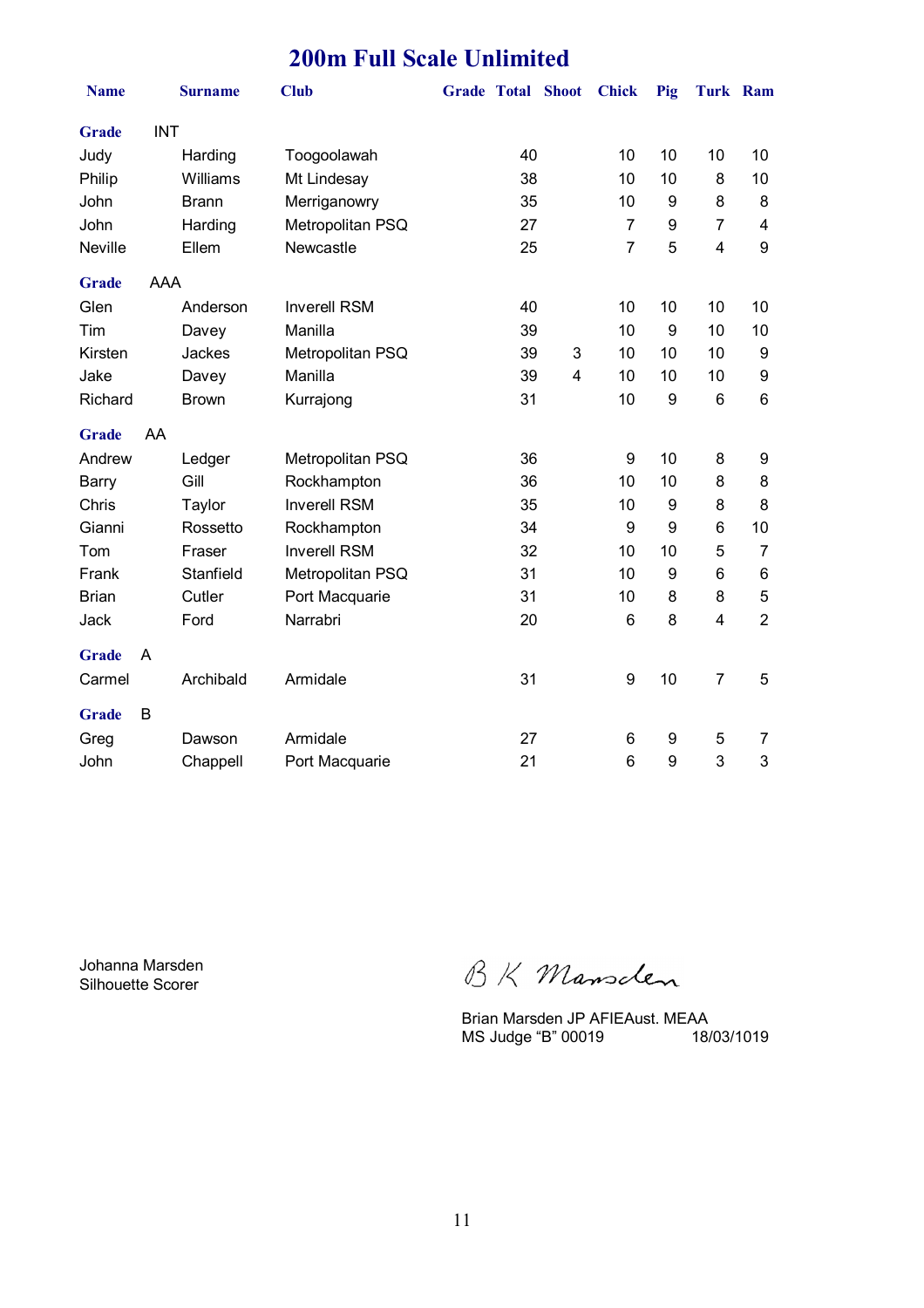# 200m Full Scale Unlimited

| Name | Surname | Club | Grade | Total | Shoot | Chick | Pig | Turk | Ram |
|---|---|---|---|---|---|---|---|---|---|
| **Grade** | INT | | | | | | | | |
| Judy | Harding | Toogoolawah | | 40 | | 10 | 10 | 10 | 10 |
| Philip | Williams | Mt Lindesay | | 38 | | 10 | 10 | 8 | 10 |
| John | Brann | Merriganowry | | 35 | | 10 | 9 | 8 | 8 |
| John | Harding | Metropolitan PSQ | | 27 | | 7 | 9 | 7 | 4 |
| Neville | Ellem | Newcastle | | 25 | | 7 | 5 | 4 | 9 |
| **Grade** | AAA | | | | | | | | |
| Glen | Anderson | Inverell RSM | | 40 | | 10 | 10 | 10 | 10 |
| Tim | Davey | Manilla | | 39 | | 10 | 9 | 10 | 10 |
| Kirsten | Jackes | Metropolitan PSQ | | 39 | 3 | 10 | 10 | 10 | 9 |
| Jake | Davey | Manilla | | 39 | 4 | 10 | 10 | 10 | 9 |
| Richard | Brown | Kurrajong | | 31 | | 10 | 9 | 6 | 6 |
| **Grade** | AA | | | | | | | | |
| Andrew | Ledger | Metropolitan PSQ | | 36 | | 9 | 10 | 8 | 9 |
| Barry | Gill | Rockhampton | | 36 | | 10 | 10 | 8 | 8 |
| Chris | Taylor | Inverell RSM | | 35 | | 10 | 9 | 8 | 8 |
| Gianni | Rossetto | Rockhampton | | 34 | | 9 | 9 | 6 | 10 |
| Tom | Fraser | Inverell RSM | | 32 | | 10 | 10 | 5 | 7 |
| Frank | Stanfield | Metropolitan PSQ | | 31 | | 10 | 9 | 6 | 6 |
| Brian | Cutler | Port Macquarie | | 31 | | 10 | 8 | 8 | 5 |
| Jack | Ford | Narrabri | | 20 | | 6 | 8 | 4 | 2 |
| **Grade** | A | | | | | | | | |
| Carmel | Archibald | Armidale | | 31 | | 9 | 10 | 7 | 5 |
| **Grade** | B | | | | | | | | |
| Greg | Dawson | Armidale | | 27 | | 6 | 9 | 5 | 7 |
| John | Chappell | Port Macquarie | | 21 | | 6 | 9 | 3 | 3 |

Johanna Marsden
Silhouette Scorer

B K Marsden

Brian Marsden JP AFIEAust. MEAA
MS Judge "B" 00019 18/03/1019